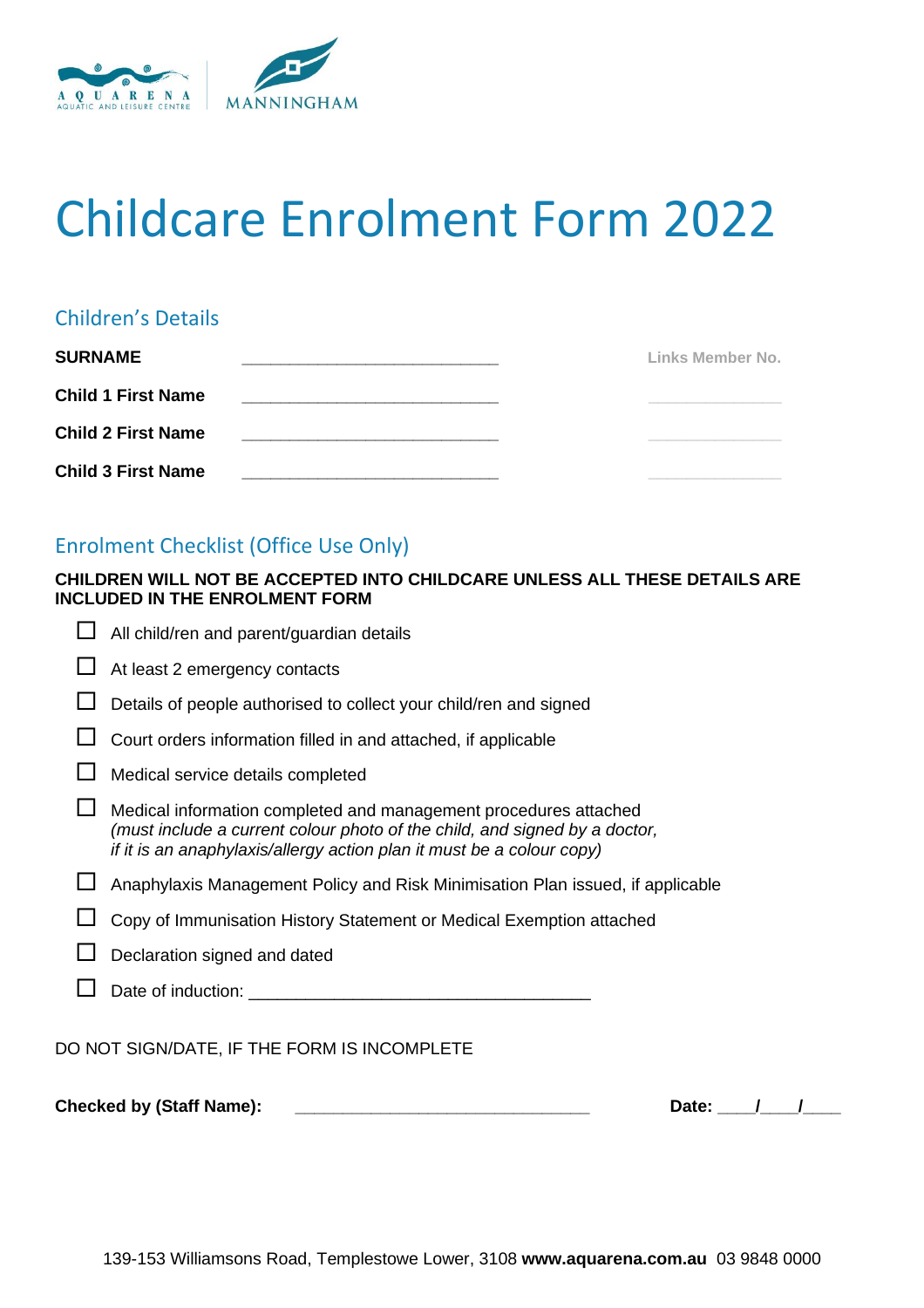# Childcare Enrolment Form 2022

## Children's Details

| | | Links Member No. |
|---|---|---|
| **SURNAME** | ____________________________ | |
| **Child 1 First Name** | ____________________________ | ______________ |
| **Child 2 First Name** | ____________________________ | ______________ |
| **Child 3 First Name** | ____________________________ | ______________ |

## Enrolment Checklist (Office Use Only)

**CHILDREN WILL NOT BE ACCEPTED INTO CHILDCARE UNLESS ALL THESE DETAILS ARE INCLUDED IN THE ENROLMENT FORM**

- ☐ All child/ren and parent/guardian details
- ☐ At least 2 emergency contacts
- ☐ Details of people authorised to collect your child/ren and signed
- ☐ Court orders information filled in and attached, if applicable
- ☐ Medical service details completed
- ☐ Medical information completed and management procedures attached *(must include a current colour photo of the child, and signed by a doctor, if it is an anaphylaxis/allergy action plan it must be a colour copy)*
- ☐ Anaphylaxis Management Policy and Risk Minimisation Plan issued, if applicable
- ☐ Copy of Immunisation History Statement or Medical Exemption attached
- ☐ Declaration signed and dated
- ☐ Date of induction: ___________________________________

DO NOT SIGN/DATE, IF THE FORM IS INCOMPLETE

**Checked by (Staff Name):** ________________________________ **Date:** ____/____/____

139-153 Williamsons Road, Templestowe Lower, 3108 **www.aquarena.com.au** 03 9848 0000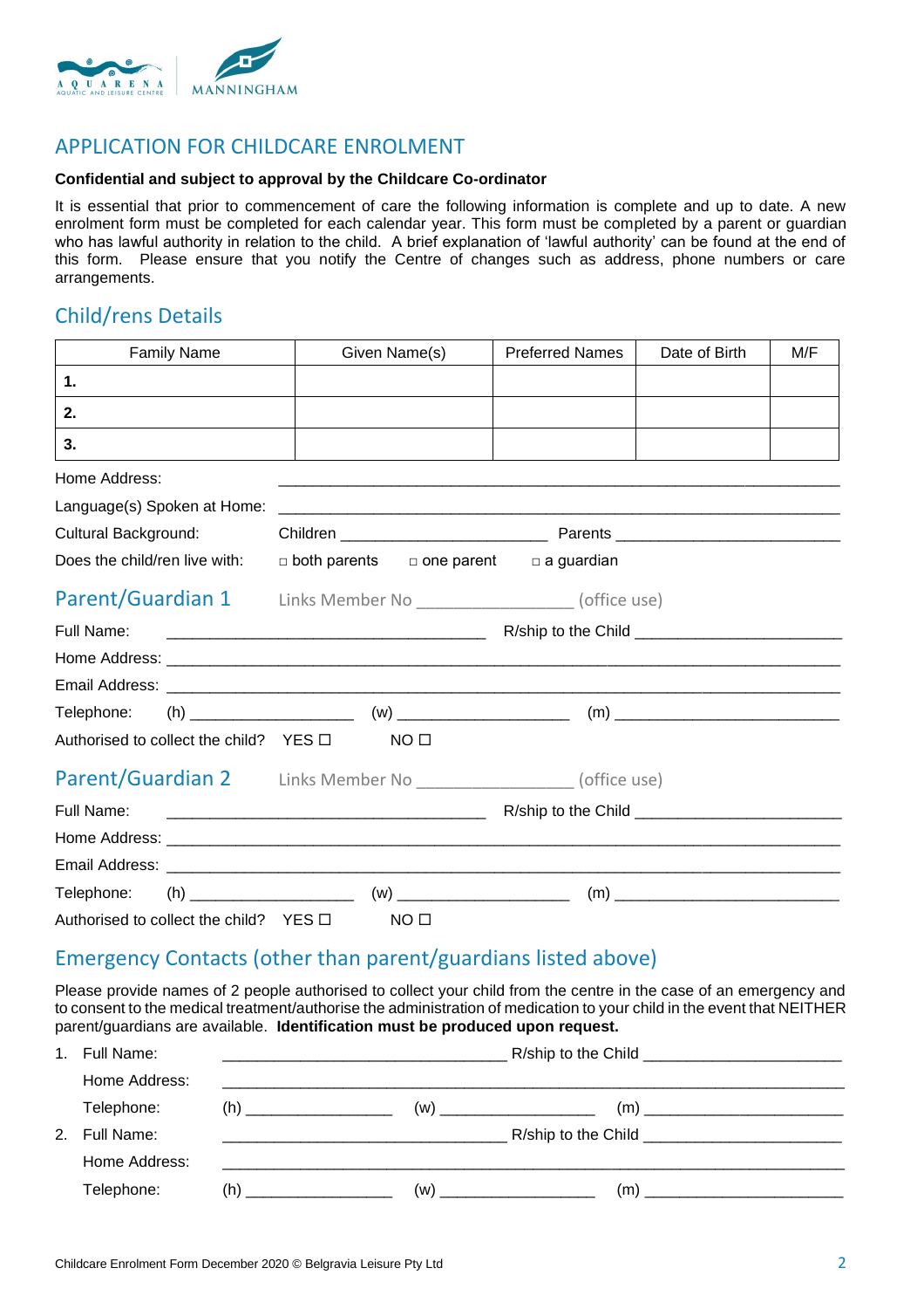# APPLICATION FOR CHILDCARE ENROLMENT

**Confidential and subject to approval by the Childcare Co-ordinator**

It is essential that prior to commencement of care the following information is complete and up to date. A new enrolment form must be completed for each calendar year. This form must be completed by a parent or guardian who has lawful authority in relation to the child. A brief explanation of 'lawful authority' can be found at the end of this form. Please ensure that you notify the Centre of changes such as address, phone numbers or care arrangements.

## Child/rens Details

| Family Name | Given Name(s) | Preferred Names | Date of Birth | M/F |
|---|---|---|---|---|
| **1.** | | | | |
| **2.** | | | | |
| **3.** | | | | |

Home Address: ______________________________________________

Language(s) Spoken at Home: ______________________________________________

Cultural Background: Children ______________________ Parents ______________________

Does the child/ren live with: ☐ both parents ☐ one parent ☐ a guardian

## Parent/Guardian 1

Links Member No ________________ (office use)

Full Name: ______________________________ R/ship to the Child ______________________

Home Address: ______________________________________________

Email Address: ______________________________________________

Telephone: (h) __________________ (w) __________________ (m) ______________________

Authorised to collect the child? YES ☐ NO ☐

## Parent/Guardian 2

Links Member No ________________ (office use)

Full Name: ______________________________ R/ship to the Child ______________________

Home Address: ______________________________________________

Email Address: ______________________________________________

Telephone: (h) __________________ (w) __________________ (m) ______________________

Authorised to collect the child? YES ☐ NO ☐

## Emergency Contacts (other than parent/guardians listed above)

Please provide names of 2 people authorised to collect your child from the centre in the case of an emergency and to consent to the medical treatment/authorise the administration of medication to your child in the event that NEITHER parent/guardians are available. **Identification must be produced upon request.**

1. Full Name: ______________________________ R/ship to the Child ______________________

   Home Address: ______________________________________________

   Telephone: (h) ________________ (w) ________________ (m) ______________________

2. Full Name: ______________________________ R/ship to the Child ______________________

   Home Address: ______________________________________________

   Telephone: (h) ________________ (w) ________________ (m) ______________________

Childcare Enrolment Form December 2020 © Belgravia Leisure Pty Ltd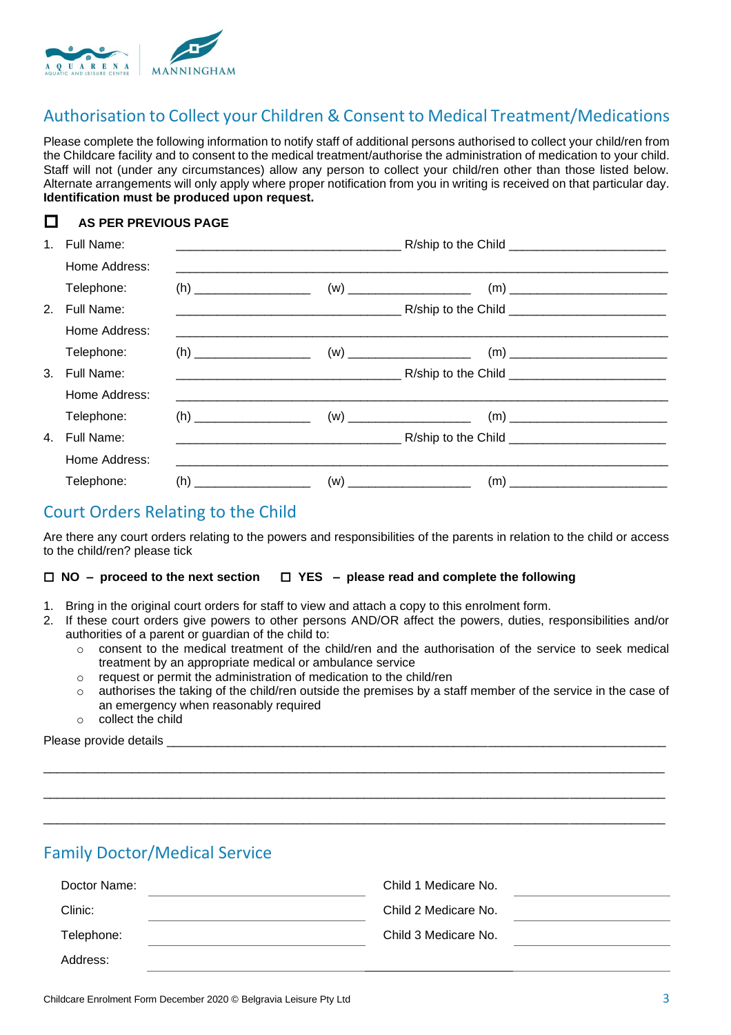## Authorisation to Collect your Children & Consent to Medical Treatment/Medications

Please complete the following information to notify staff of additional persons authorised to collect your child/ren from the Childcare facility and to consent to the medical treatment/authorise the administration of medication to your child. Staff will not (under any circumstances) allow any person to collect your child/ren other than those listed below. Alternate arrangements will only apply where proper notification from you in writing is received on that particular day. **Identification must be produced upon request.**

☐ **AS PER PREVIOUS PAGE**

1. Full Name: ________________________________ R/ship to the Child ______________________
   Home Address: ______________________________________________________________________
   Telephone: (h) ________________ (w) _________________ (m) ______________________
2. Full Name: ________________________________ R/ship to the Child ______________________
   Home Address: ______________________________________________________________________
   Telephone: (h) ________________ (w) _________________ (m) ______________________
3. Full Name: ________________________________ R/ship to the Child ______________________
   Home Address: ______________________________________________________________________
   Telephone: (h) ________________ (w) _________________ (m) ______________________
4. Full Name: ________________________________ R/ship to the Child ______________________
   Home Address: ______________________________________________________________________
   Telephone: (h) ________________ (w) _________________ (m) ______________________

## Court Orders Relating to the Child

Are there any court orders relating to the powers and responsibilities of the parents in relation to the child or access to the child/ren? please tick

☐ **NO – proceed to the next section** ☐ **YES – please read and complete the following**

1. Bring in the original court orders for staff to view and attach a copy to this enrolment form.
2. If these court orders give powers to other persons AND/OR affect the powers, duties, responsibilities and/or authorities of a parent or guardian of the child to:
   - consent to the medical treatment of the child/ren and the authorisation of the service to seek medical treatment by an appropriate medical or ambulance service
   - request or permit the administration of medication to the child/ren
   - authorises the taking of the child/ren outside the premises by a staff member of the service in the case of an emergency when reasonably required
   - collect the child

Please provide details ______________________________________________________________________

____________________________________________________________________________________

____________________________________________________________________________________

____________________________________________________________________________________

## Family Doctor/Medical Service

| | | | |
|---|---|---|---|
| Doctor Name: | | Child 1 Medicare No. | |
| Clinic: | | Child 2 Medicare No. | |
| Telephone: | | Child 3 Medicare No. | |
| Address: | | | |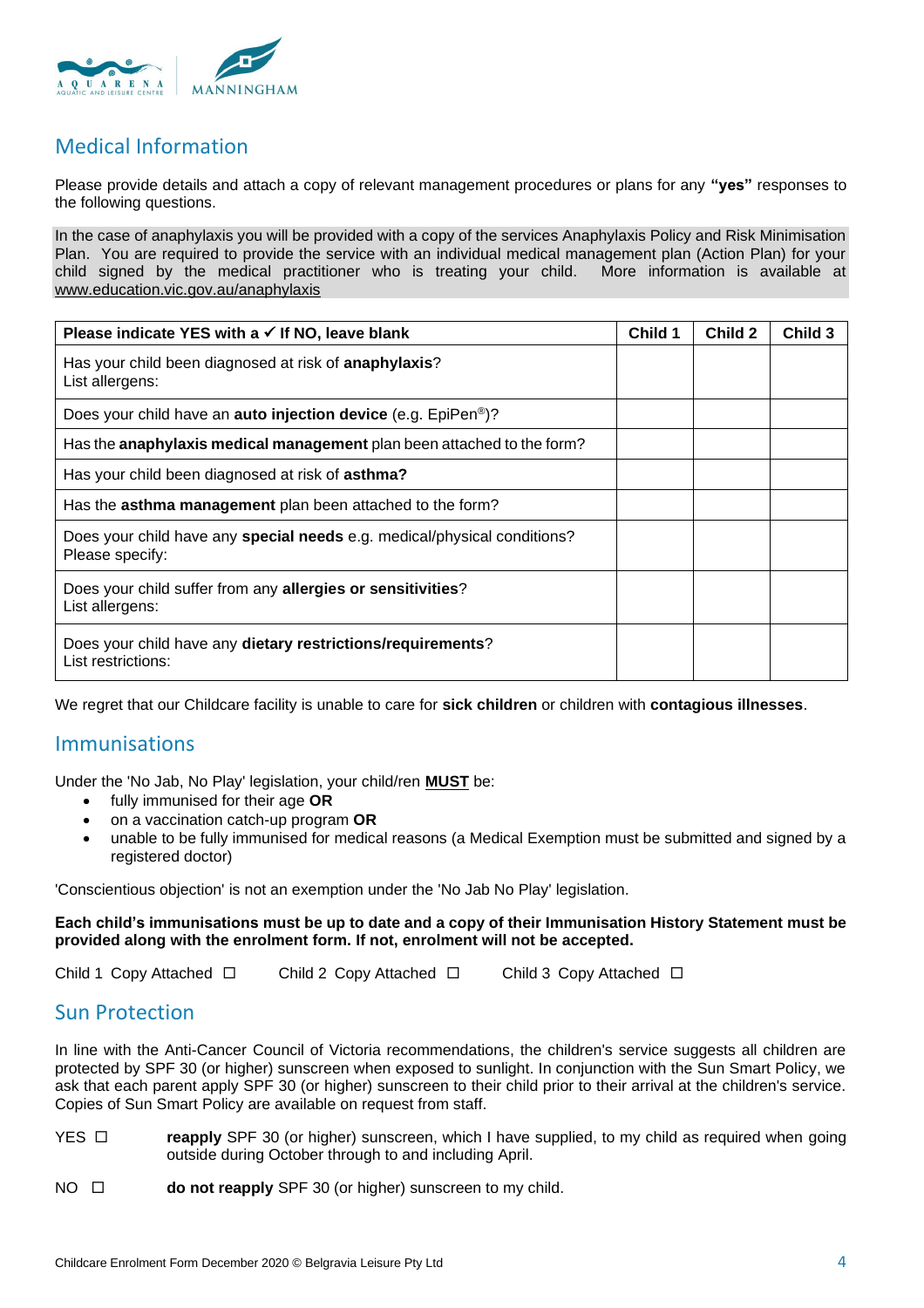## Medical Information

Please provide details and attach a copy of relevant management procedures or plans for any **"yes"** responses to the following questions.

In the case of anaphylaxis you will be provided with a copy of the services Anaphylaxis Policy and Risk Minimisation Plan. You are required to provide the service with an individual medical management plan (Action Plan) for your child signed by the medical practitioner who is treating your child. More information is available at www.education.vic.gov.au/anaphylaxis

| **Please indicate YES with a ✓ If NO, leave blank** | **Child 1** | **Child 2** | **Child 3** |
|---|---|---|---|
| Has your child been diagnosed at risk of **anaphylaxis**?<br>List allergens: | | | |
| Does your child have an **auto injection device** (e.g. EpiPen®)? | | | |
| Has the **anaphylaxis medical management** plan been attached to the form? | | | |
| Has your child been diagnosed at risk of **asthma?** | | | |
| Has the **asthma management** plan been attached to the form? | | | |
| Does your child have any **special needs** e.g. medical/physical conditions?<br>Please specify: | | | |
| Does your child suffer from any **allergies or sensitivities**?<br>List allergens: | | | |
| Does your child have any **dietary restrictions/requirements**?<br>List restrictions: | | | |

We regret that our Childcare facility is unable to care for **sick children** or children with **contagious illnesses**.

## Immunisations

Under the 'No Jab, No Play' legislation, your child/ren **MUST** be:

- fully immunised for their age **OR**
- on a vaccination catch-up program **OR**
- unable to be fully immunised for medical reasons (a Medical Exemption must be submitted and signed by a registered doctor)

'Conscientious objection' is not an exemption under the 'No Jab No Play' legislation.

**Each child's immunisations must be up to date and a copy of their Immunisation History Statement must be provided along with the enrolment form. If not, enrolment will not be accepted.**

Child 1 Copy Attached ☐  Child 2 Copy Attached ☐  Child 3 Copy Attached ☐

## Sun Protection

In line with the Anti-Cancer Council of Victoria recommendations, the children's service suggests all children are protected by SPF 30 (or higher) sunscreen when exposed to sunlight. In conjunction with the Sun Smart Policy, we ask that each parent apply SPF 30 (or higher) sunscreen to their child prior to their arrival at the children's service. Copies of Sun Smart Policy are available on request from staff.

YES ☐ **reapply** SPF 30 (or higher) sunscreen, which I have supplied, to my child as required when going outside during October through to and including April.

NO ☐ **do not reapply** SPF 30 (or higher) sunscreen to my child.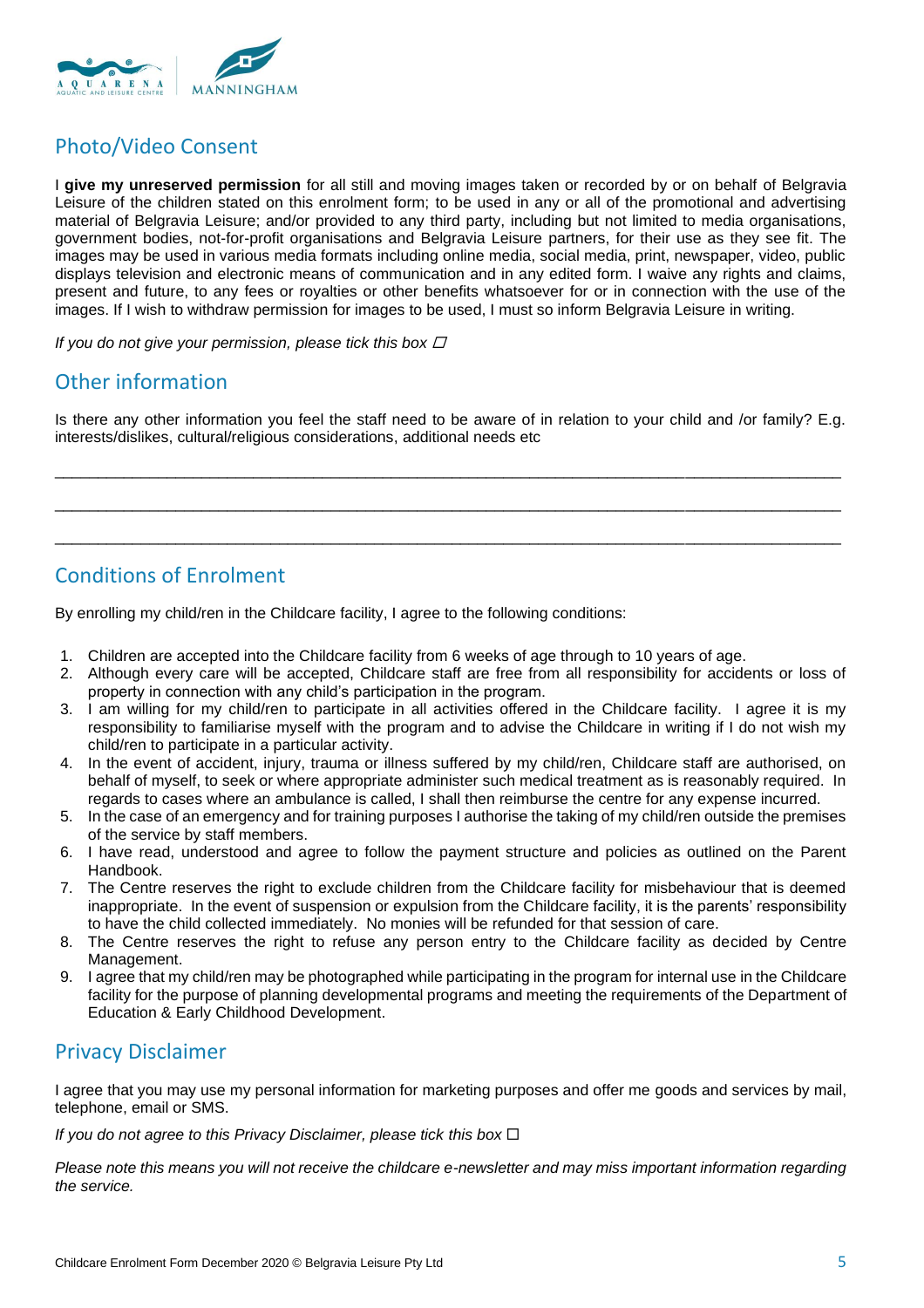## Photo/Video Consent

I **give my unreserved permission** for all still and moving images taken or recorded by or on behalf of Belgravia Leisure of the children stated on this enrolment form; to be used in any or all of the promotional and advertising material of Belgravia Leisure; and/or provided to any third party, including but not limited to media organisations, government bodies, not-for-profit organisations and Belgravia Leisure partners, for their use as they see fit. The images may be used in various media formats including online media, social media, print, newspaper, video, public displays television and electronic means of communication and in any edited form. I waive any rights and claims, present and future, to any fees or royalties or other benefits whatsoever for or in connection with the use of the images. If I wish to withdraw permission for images to be used, I must so inform Belgravia Leisure in writing.

*If you do not give your permission, please tick this box* ☐

## Other information

Is there any other information you feel the staff need to be aware of in relation to your child and /or family? E.g. interests/dislikes, cultural/religious considerations, additional needs etc

\_\_\_\_\_\_\_\_\_\_\_\_\_\_\_\_\_\_\_\_\_\_\_\_\_\_\_\_\_\_\_\_\_\_\_\_\_\_\_\_\_\_\_\_\_\_\_\_\_\_\_\_\_\_\_\_\_\_\_\_\_\_\_\_\_\_\_\_\_\_\_\_\_\_\_\_\_\_

\_\_\_\_\_\_\_\_\_\_\_\_\_\_\_\_\_\_\_\_\_\_\_\_\_\_\_\_\_\_\_\_\_\_\_\_\_\_\_\_\_\_\_\_\_\_\_\_\_\_\_\_\_\_\_\_\_\_\_\_\_\_\_\_\_\_\_\_\_\_\_\_\_\_\_\_\_\_

\_\_\_\_\_\_\_\_\_\_\_\_\_\_\_\_\_\_\_\_\_\_\_\_\_\_\_\_\_\_\_\_\_\_\_\_\_\_\_\_\_\_\_\_\_\_\_\_\_\_\_\_\_\_\_\_\_\_\_\_\_\_\_\_\_\_\_\_\_\_\_\_\_\_\_\_\_\_

## Conditions of Enrolment

By enrolling my child/ren in the Childcare facility, I agree to the following conditions:

1. Children are accepted into the Childcare facility from 6 weeks of age through to 10 years of age.
2. Although every care will be accepted, Childcare staff are free from all responsibility for accidents or loss of property in connection with any child's participation in the program.
3. I am willing for my child/ren to participate in all activities offered in the Childcare facility. I agree it is my responsibility to familiarise myself with the program and to advise the Childcare in writing if I do not wish my child/ren to participate in a particular activity.
4. In the event of accident, injury, trauma or illness suffered by my child/ren, Childcare staff are authorised, on behalf of myself, to seek or where appropriate administer such medical treatment as is reasonably required. In regards to cases where an ambulance is called, I shall then reimburse the centre for any expense incurred.
5. In the case of an emergency and for training purposes I authorise the taking of my child/ren outside the premises of the service by staff members.
6. I have read, understood and agree to follow the payment structure and policies as outlined on the Parent Handbook.
7. The Centre reserves the right to exclude children from the Childcare facility for misbehaviour that is deemed inappropriate. In the event of suspension or expulsion from the Childcare facility, it is the parents' responsibility to have the child collected immediately. No monies will be refunded for that session of care.
8. The Centre reserves the right to refuse any person entry to the Childcare facility as decided by Centre Management.
9. I agree that my child/ren may be photographed while participating in the program for internal use in the Childcare facility for the purpose of planning developmental programs and meeting the requirements of the Department of Education & Early Childhood Development.

## Privacy Disclaimer

I agree that you may use my personal information for marketing purposes and offer me goods and services by mail, telephone, email or SMS.

*If you do not agree to this Privacy Disclaimer, please tick this box* ☐

*Please note this means you will not receive the childcare e-newsletter and may miss important information regarding the service.*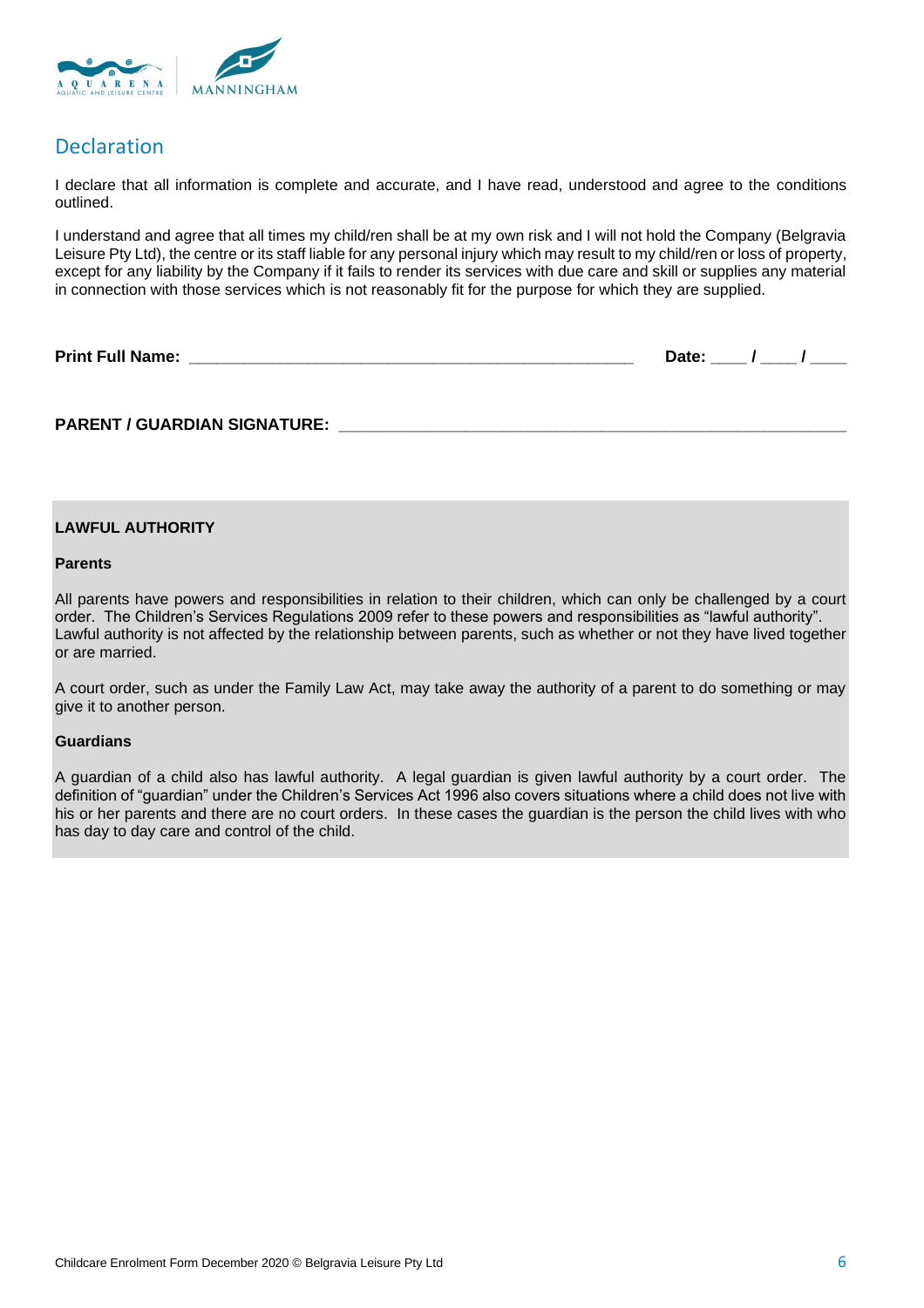## Declaration

I declare that all information is complete and accurate, and I have read, understood and agree to the conditions outlined.

I understand and agree that all times my child/ren shall be at my own risk and I will not hold the Company (Belgravia Leisure Pty Ltd), the centre or its staff liable for any personal injury which may result to my child/ren or loss of property, except for any liability by the Company if it fails to render its services with due care and skill or supplies any material in connection with those services which is not reasonably fit for the purpose for which they are supplied.

**Print Full Name:** ______________________________________________ **Date:** ____ / ____ / ____

**PARENT / GUARDIAN SIGNATURE:** ______________________________________________

**LAWFUL AUTHORITY**

**Parents**

All parents have powers and responsibilities in relation to their children, which can only be challenged by a court order. The Children's Services Regulations 2009 refer to these powers and responsibilities as "lawful authority". Lawful authority is not affected by the relationship between parents, such as whether or not they have lived together or are married.

A court order, such as under the Family Law Act, may take away the authority of a parent to do something or may give it to another person.

**Guardians**

A guardian of a child also has lawful authority. A legal guardian is given lawful authority by a court order. The definition of "guardian" under the Children's Services Act 1996 also covers situations where a child does not live with his or her parents and there are no court orders. In these cases the guardian is the person the child lives with who has day to day care and control of the child.